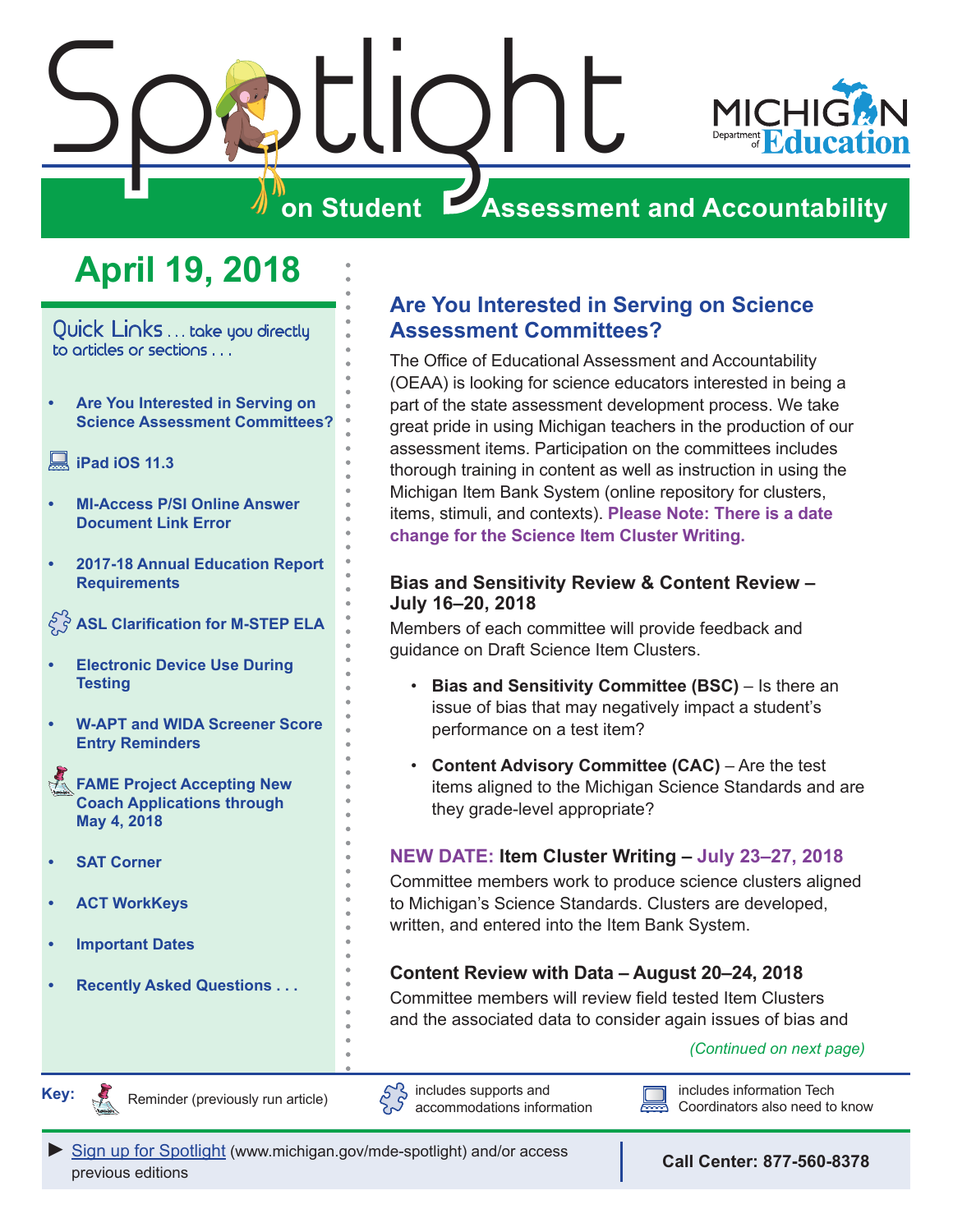# Spotlight on Student Assessment and Accountability

MICHIGAN Department of Education

## April 19, 2018

Quick Links . . . take you directly to articles or sections . . .

- Are You Interested in Serving on Science Assessment Committees?
- iPad iOS 11.3
- MI-Access P/SI Online Answer Document Link Error
- 2017-18 Annual Education Report Requirements
- ASL Clarification for M-STEP ELA
- Electronic Device Use During Testing
- W-APT and WIDA Screener Score Entry Reminders
- FAME Project Accepting New Coach Applications through May 4, 2018
- SAT Corner
- ACT WorkKeys
- Important Dates
- Recently Asked Questions . . .

## Are You Interested in Serving on Science Assessment Committees?

The Office of Educational Assessment and Accountability (OEAA) is looking for science educators interested in being a part of the state assessment development process. We take great pride in using Michigan teachers in the production of our assessment items. Participation on the committees includes thorough training in content as well as instruction in using the Michigan Item Bank System (online repository for clusters, items, stimuli, and contexts). **Please Note: There is a date change for the Science Item Cluster Writing.**

### Bias and Sensitivity Review & Content Review – July 16–20, 2018

Members of each committee will provide feedback and guidance on Draft Science Item Clusters.

- **Bias and Sensitivity Committee (BSC)** – Is there an issue of bias that may negatively impact a student's performance on a test item?
- **Content Advisory Committee (CAC)** – Are the test items aligned to the Michigan Science Standards and are they grade-level appropriate?

### NEW DATE: Item Cluster Writing – July 23–27, 2018

Committee members work to produce science clusters aligned to Michigan's Science Standards. Clusters are developed, written, and entered into the Item Bank System.

### Content Review with Data – August 20–24, 2018

Committee members will review field tested Item Clusters and the associated data to consider again issues of bias and

*(Continued on next page)*

Key: Reminder (previously run article) | includes supports and accommodations information | includes information Tech Coordinators also need to know

► Sign up for Spotlight (www.michigan.gov/mde-spotlight) and/or access previous editions

**Call Center: 877-560-8378**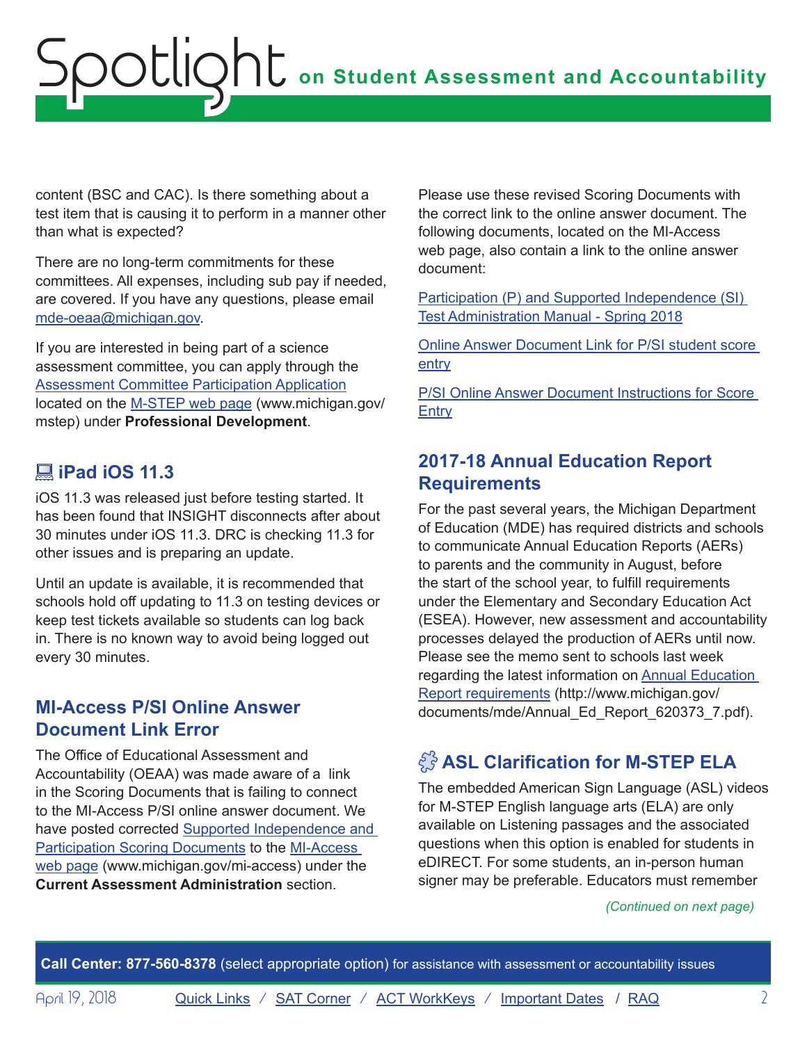content (BSC and CAC). Is there something about a test item that is causing it to perform in a manner other than what is expected?

There are no long-term commitments for these committees. All expenses, including sub pay if needed, are covered. If you have any questions, please email mde-oeaa@michigan.gov.

If you are interested in being part of a science assessment committee, you can apply through the Assessment Committee Participation Application located on the M-STEP web page (www.michigan.gov/mstep) under **Professional Development**.

## iPad iOS 11.3

iOS 11.3 was released just before testing started. It has been found that INSIGHT disconnects after about 30 minutes under iOS 11.3. DRC is checking 11.3 for other issues and is preparing an update.

Until an update is available, it is recommended that schools hold off updating to 11.3 on testing devices or keep test tickets available so students can log back in. There is no known way to avoid being logged out every 30 minutes.

## MI-Access P/SI Online Answer Document Link Error

The Office of Educational Assessment and Accountability (OEAA) was made aware of a link in the Scoring Documents that is failing to connect to the MI-Access P/SI online answer document. We have posted corrected Supported Independence and Participation Scoring Documents to the MI-Access web page (www.michigan.gov/mi-access) under the **Current Assessment Administration** section.

Please use these revised Scoring Documents with the correct link to the online answer document. The following documents, located on the MI-Access web page, also contain a link to the online answer document:

Participation (P) and Supported Independence (SI) Test Administration Manual - Spring 2018

Online Answer Document Link for P/SI student score entry

P/SI Online Answer Document Instructions for Score Entry

## 2017-18 Annual Education Report Requirements

For the past several years, the Michigan Department of Education (MDE) has required districts and schools to communicate Annual Education Reports (AERs) to parents and the community in August, before the start of the school year, to fulfill requirements under the Elementary and Secondary Education Act (ESEA). However, new assessment and accountability processes delayed the production of AERs until now. Please see the memo sent to schools last week regarding the latest information on Annual Education Report requirements (http://www.michigan.gov/documents/mde/Annual_Ed_Report_620373_7.pdf).

## ASL Clarification for M-STEP ELA

The embedded American Sign Language (ASL) videos for M-STEP English language arts (ELA) are only available on Listening passages and the associated questions when this option is enabled for students in eDIRECT. For some students, an in-person human signer may be preferable. Educators must remember

*(Continued on next page)*

**Call Center: 877-560-8378** (select appropriate option) for assistance with assessment or accountability issues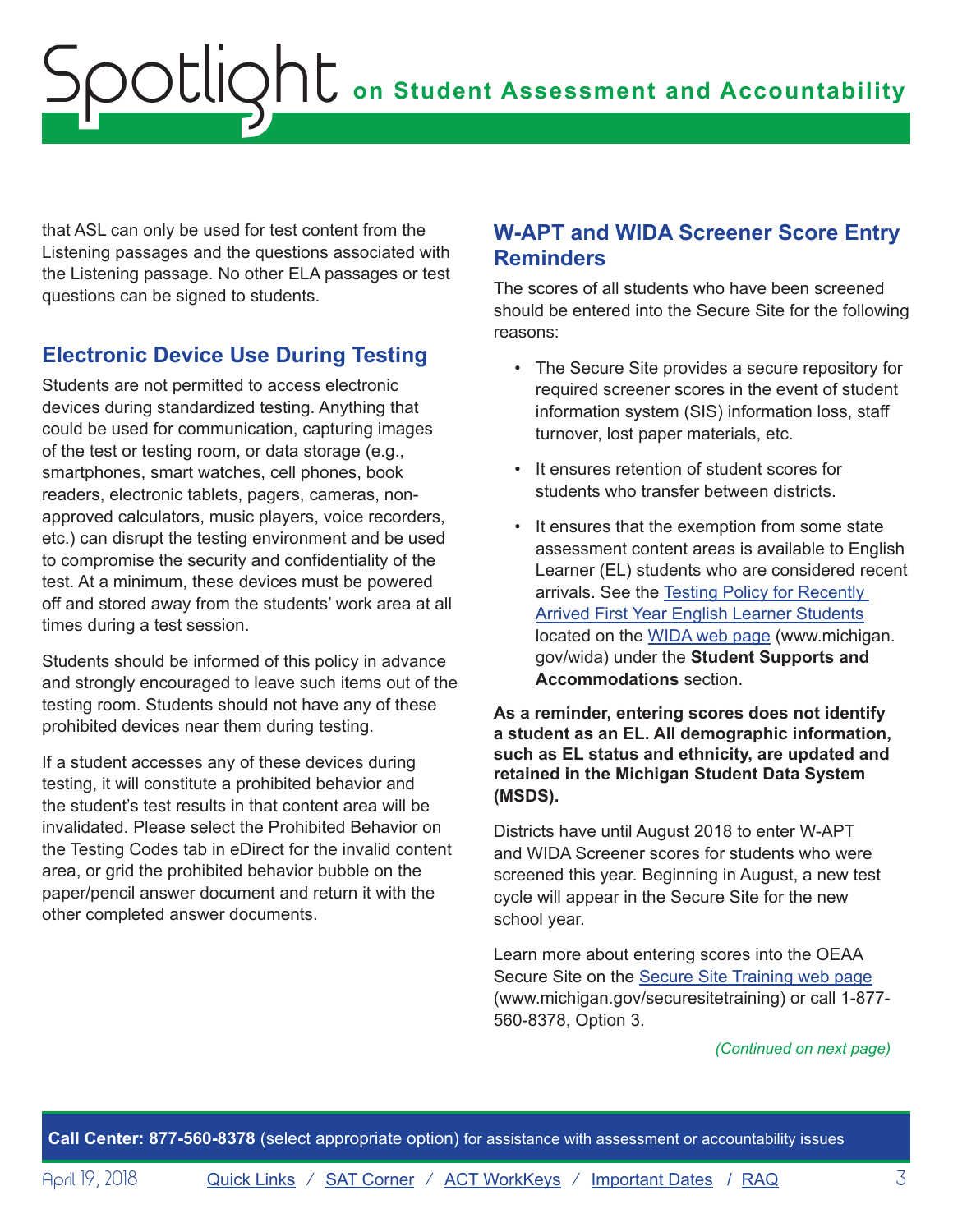that ASL can only be used for test content from the Listening passages and the questions associated with the Listening passage. No other ELA passages or test questions can be signed to students.

## Electronic Device Use During Testing

Students are not permitted to access electronic devices during standardized testing. Anything that could be used for communication, capturing images of the test or testing room, or data storage (e.g., smartphones, smart watches, cell phones, book readers, electronic tablets, pagers, cameras, non-approved calculators, music players, voice recorders, etc.) can disrupt the testing environment and be used to compromise the security and confidentiality of the test. At a minimum, these devices must be powered off and stored away from the students' work area at all times during a test session.

Students should be informed of this policy in advance and strongly encouraged to leave such items out of the testing room. Students should not have any of these prohibited devices near them during testing.

If a student accesses any of these devices during testing, it will constitute a prohibited behavior and the student's test results in that content area will be invalidated. Please select the Prohibited Behavior on the Testing Codes tab in eDirect for the invalid content area, or grid the prohibited behavior bubble on the paper/pencil answer document and return it with the other completed answer documents.

## W-APT and WIDA Screener Score Entry Reminders

The scores of all students who have been screened should be entered into the Secure Site for the following reasons:

- The Secure Site provides a secure repository for required screener scores in the event of student information system (SIS) information loss, staff turnover, lost paper materials, etc.
- It ensures retention of student scores for students who transfer between districts.
- It ensures that the exemption from some state assessment content areas is available to English Learner (EL) students who are considered recent arrivals. See the Testing Policy for Recently Arrived First Year English Learner Students located on the WIDA web page (www.michigan.gov/wida) under the **Student Supports and Accommodations** section.

**As a reminder, entering scores does not identify a student as an EL. All demographic information, such as EL status and ethnicity, are updated and retained in the Michigan Student Data System (MSDS).**

Districts have until August 2018 to enter W-APT and WIDA Screener scores for students who were screened this year. Beginning in August, a new test cycle will appear in the Secure Site for the new school year.

Learn more about entering scores into the OEAA Secure Site on the Secure Site Training web page (www.michigan.gov/securesitetraining) or call 1-877-560-8378, Option 3.

*(Continued on next page)*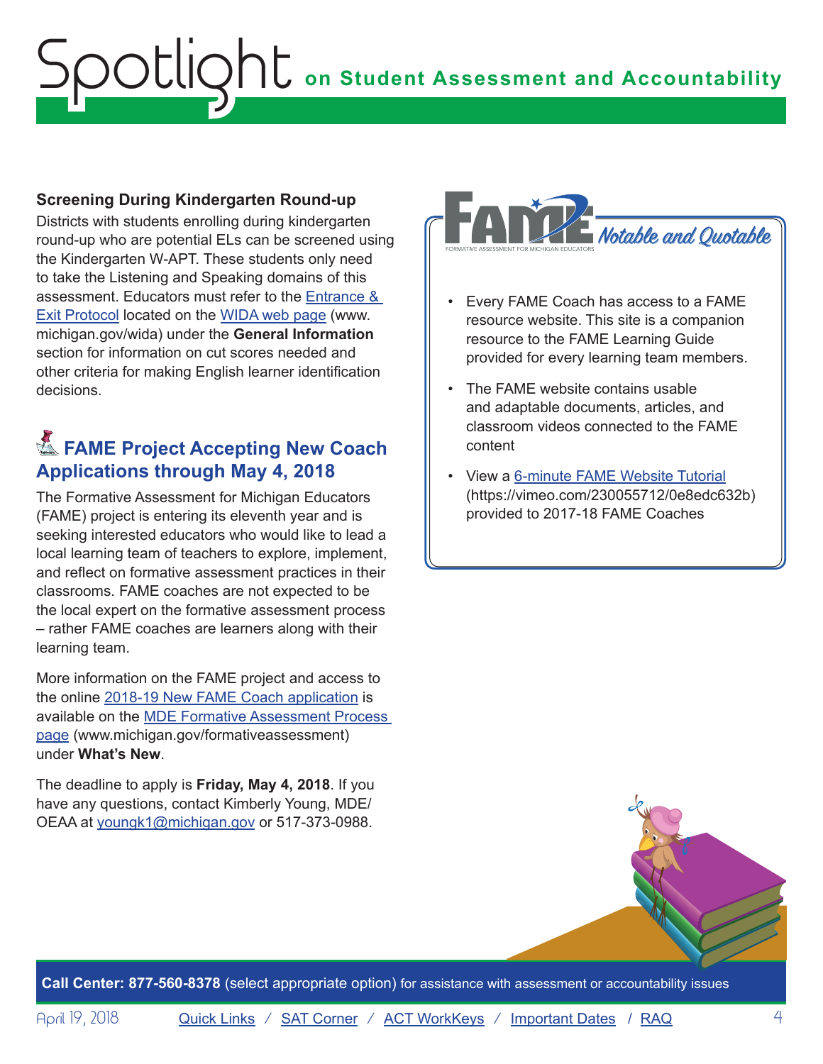### Screening During Kindergarten Round-up

Districts with students enrolling during kindergarten round-up who are potential ELs can be screened using the Kindergarten W-APT. These students only need to take the Listening and Speaking domains of this assessment. Educators must refer to the Entrance & Exit Protocol located on the WIDA web page (www.michigan.gov/wida) under the **General Information** section for information on cut scores needed and other criteria for making English learner identification decisions.

## FAME Project Accepting New Coach Applications through May 4, 2018

The Formative Assessment for Michigan Educators (FAME) project is entering its eleventh year and is seeking interested educators who would like to lead a local learning team of teachers to explore, implement, and reflect on formative assessment practices in their classrooms. FAME coaches are not expected to be the local expert on the formative assessment process – rather FAME coaches are learners along with their learning team.

More information on the FAME project and access to the online 2018-19 New FAME Coach application is available on the MDE Formative Assessment Process page (www.michigan.gov/formativeassessment) under **What's New**.

The deadline to apply is **Friday, May 4, 2018**. If you have any questions, contact Kimberly Young, MDE/OEAA at youngk1@michigan.gov or 517-373-0988.

### FAME – Formative Assessment for Michigan Educators: *Notable and Quotable*

- Every FAME Coach has access to a FAME resource website. This site is a companion resource to the FAME Learning Guide provided for every learning team members.
- The FAME website contains usable and adaptable documents, articles, and classroom videos connected to the FAME content
- View a 6-minute FAME Website Tutorial (https://vimeo.com/230055712/0e8edc632b) provided to 2017-18 FAME Coaches

**Call Center: 877-560-8378** (select appropriate option) for assistance with assessment or accountability issues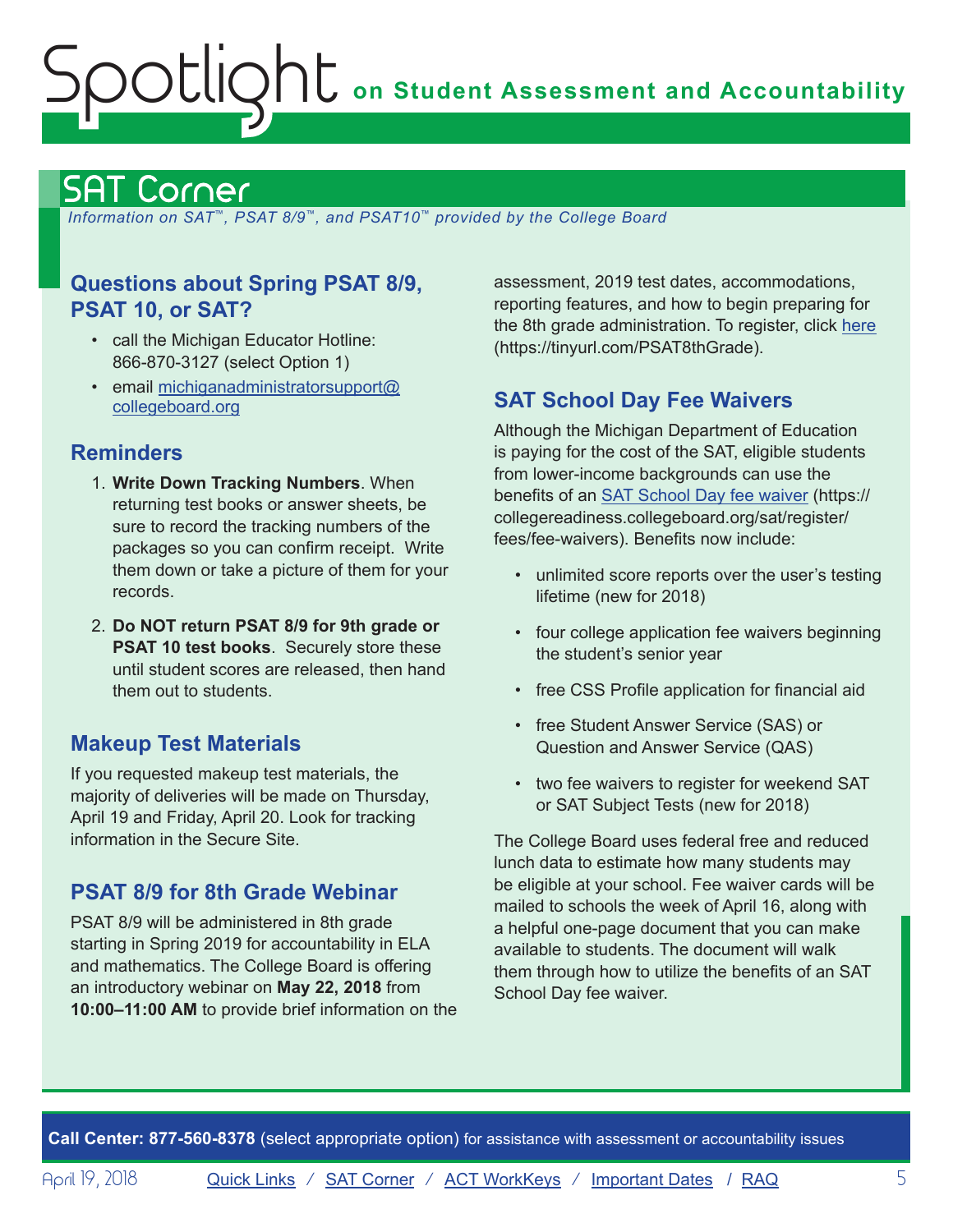## SAT Corner

*Information on SAT™, PSAT 8/9™, and PSAT10™ provided by the College Board*

### Questions about Spring PSAT 8/9, PSAT 10, or SAT?

- call the Michigan Educator Hotline: 866-870-3127 (select Option 1)
- email michiganadministratorsupport@collegeboard.org

### Reminders

1. **Write Down Tracking Numbers**. When returning test books or answer sheets, be sure to record the tracking numbers of the packages so you can confirm receipt. Write them down or take a picture of them for your records.
2. **Do NOT return PSAT 8/9 for 9th grade or PSAT 10 test books**. Securely store these until student scores are released, then hand them out to students.

### Makeup Test Materials

If you requested makeup test materials, the majority of deliveries will be made on Thursday, April 19 and Friday, April 20. Look for tracking information in the Secure Site.

### PSAT 8/9 for 8th Grade Webinar

PSAT 8/9 will be administered in 8th grade starting in Spring 2019 for accountability in ELA and mathematics. The College Board is offering an introductory webinar on **May 22, 2018** from **10:00–11:00 AM** to provide brief information on the assessment, 2019 test dates, accommodations, reporting features, and how to begin preparing for the 8th grade administration. To register, click here (https://tinyurl.com/PSAT8thGrade).

### SAT School Day Fee Waivers

Although the Michigan Department of Education is paying for the cost of the SAT, eligible students from lower-income backgrounds can use the benefits of an SAT School Day fee waiver (https://collegereadiness.collegeboard.org/sat/register/fees/fee-waivers). Benefits now include:

- unlimited score reports over the user's testing lifetime (new for 2018)
- four college application fee waivers beginning the student's senior year
- free CSS Profile application for financial aid
- free Student Answer Service (SAS) or Question and Answer Service (QAS)
- two fee waivers to register for weekend SAT or SAT Subject Tests (new for 2018)

The College Board uses federal free and reduced lunch data to estimate how many students may be eligible at your school. Fee waiver cards will be mailed to schools the week of April 16, along with a helpful one-page document that you can make available to students. The document will walk them through how to utilize the benefits of an SAT School Day fee waiver.

**Call Center: 877-560-8378** (select appropriate option) for assistance with assessment or accountability issues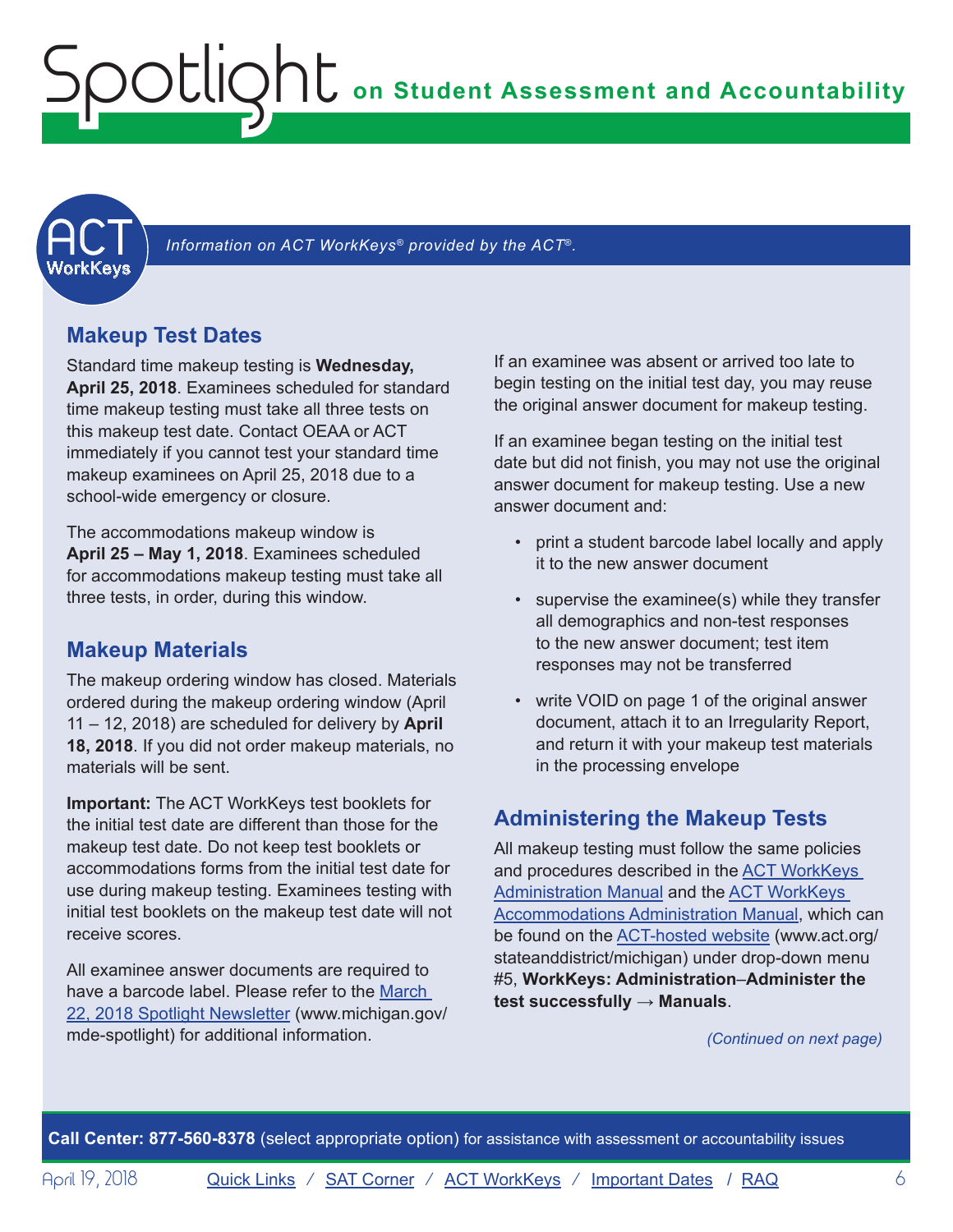*Information on ACT WorkKeys® provided by the ACT®.*

## Makeup Test Dates

Standard time makeup testing is **Wednesday, April 25, 2018**. Examinees scheduled for standard time makeup testing must take all three tests on this makeup test date. Contact OEAA or ACT immediately if you cannot test your standard time makeup examinees on April 25, 2018 due to a school-wide emergency or closure.

The accommodations makeup window is **April 25 – May 1, 2018**. Examinees scheduled for accommodations makeup testing must take all three tests, in order, during this window.

## Makeup Materials

The makeup ordering window has closed. Materials ordered during the makeup ordering window (April 11 – 12, 2018) are scheduled for delivery by **April 18, 2018**. If you did not order makeup materials, no materials will be sent.

**Important:** The ACT WorkKeys test booklets for the initial test date are different than those for the makeup test date. Do not keep test booklets or accommodations forms from the initial test date for use during makeup testing. Examinees testing with initial test booklets on the makeup test date will not receive scores.

All examinee answer documents are required to have a barcode label. Please refer to the March 22, 2018 Spotlight Newsletter (www.michigan.gov/mde-spotlight) for additional information.

If an examinee was absent or arrived too late to begin testing on the initial test day, you may reuse the original answer document for makeup testing.

If an examinee began testing on the initial test date but did not finish, you may not use the original answer document for makeup testing. Use a new answer document and:

- print a student barcode label locally and apply it to the new answer document
- supervise the examinee(s) while they transfer all demographics and non-test responses to the new answer document; test item responses may not be transferred
- write VOID on page 1 of the original answer document, attach it to an Irregularity Report, and return it with your makeup test materials in the processing envelope

## Administering the Makeup Tests

All makeup testing must follow the same policies and procedures described in the ACT WorkKeys Administration Manual and the ACT WorkKeys Accommodations Administration Manual, which can be found on the ACT-hosted website (www.act.org/stateanddistrict/michigan) under drop-down menu #5, **WorkKeys: Administration–Administer the test successfully → Manuals**.

*(Continued on next page)*

**Call Center: 877-560-8378** (select appropriate option) for assistance with assessment or accountability issues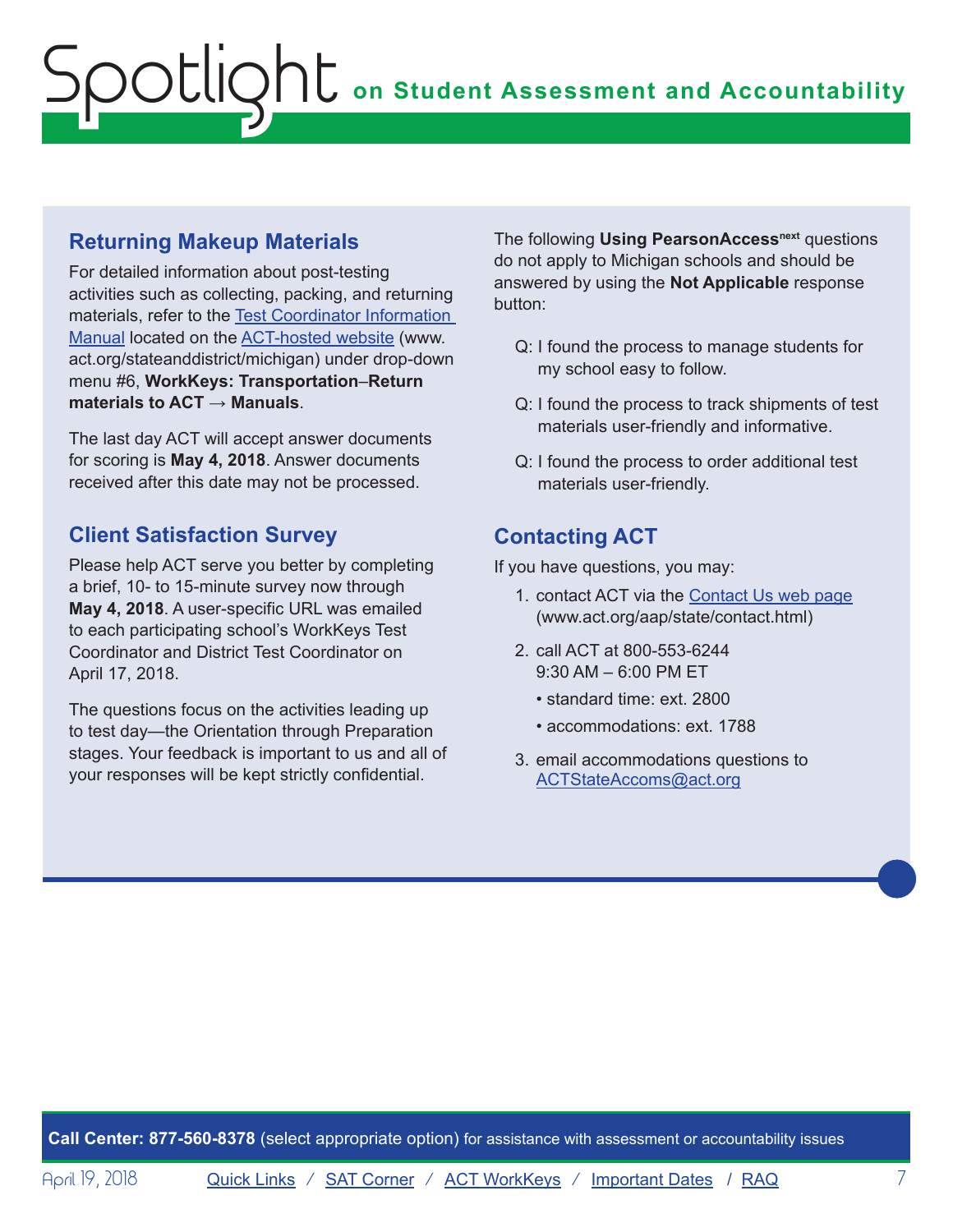## Returning Makeup Materials

For detailed information about post-testing activities such as collecting, packing, and returning materials, refer to the Test Coordinator Information Manual located on the ACT-hosted website (www.act.org/stateanddistrict/michigan) under drop-down menu #6, **WorkKeys: Transportation–Return materials to ACT → Manuals**.

The last day ACT will accept answer documents for scoring is **May 4, 2018**. Answer documents received after this date may not be processed.

## Client Satisfaction Survey

Please help ACT serve you better by completing a brief, 10- to 15-minute survey now through **May 4, 2018**. A user-specific URL was emailed to each participating school's WorkKeys Test Coordinator and District Test Coordinator on April 17, 2018.

The questions focus on the activities leading up to test day—the Orientation through Preparation stages. Your feedback is important to us and all of your responses will be kept strictly confidential.

The following **Using PearsonAccess[next]** questions do not apply to Michigan schools and should be answered by using the **Not Applicable** response button:

Q: I found the process to manage students for my school easy to follow.

Q: I found the process to track shipments of test materials user-friendly and informative.

Q: I found the process to order additional test materials user-friendly.

## Contacting ACT

If you have questions, you may:

1. contact ACT via the Contact Us web page (www.act.org/aap/state/contact.html)
2. call ACT at 800-553-6244
   9:30 AM – 6:00 PM ET
   - standard time: ext. 2800
   - accommodations: ext. 1788
3. email accommodations questions to ACTStateAccoms@act.org

**Call Center: 877-560-8378** (select appropriate option) for assistance with assessment or accountability issues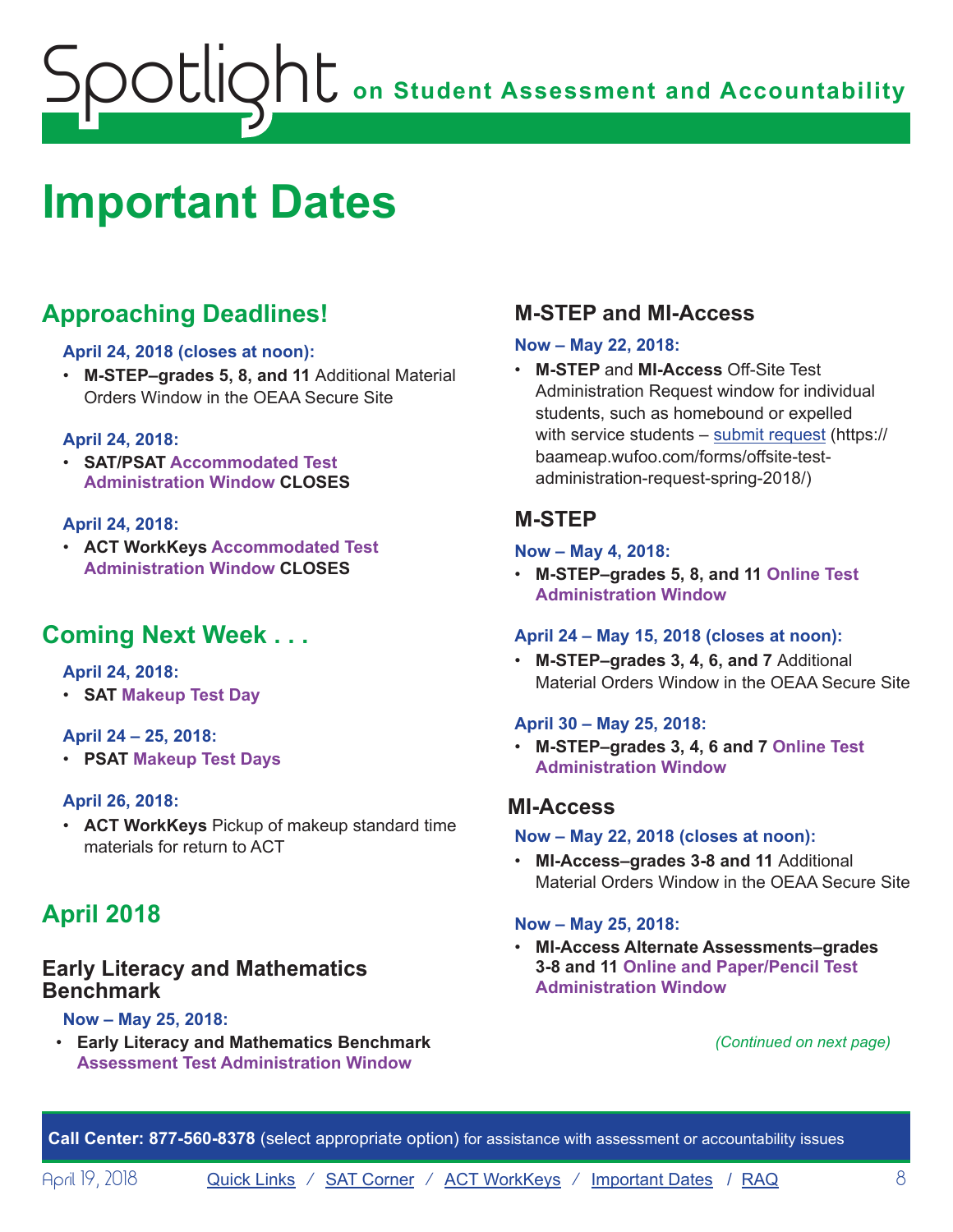# Important Dates

## Approaching Deadlines!

**April 24, 2018 (closes at noon):**

- **M-STEP–grades 5, 8, and 11** Additional Material Orders Window in the OEAA Secure Site

**April 24, 2018:**

- **SAT/PSAT Accommodated Test Administration Window CLOSES**

**April 24, 2018:**

- **ACT WorkKeys Accommodated Test Administration Window CLOSES**

## Coming Next Week . . .

**April 24, 2018:**

- **SAT Makeup Test Day**

**April 24 – 25, 2018:**

- **PSAT Makeup Test Days**

**April 26, 2018:**

- **ACT WorkKeys** Pickup of makeup standard time materials for return to ACT

## April 2018

### Early Literacy and Mathematics Benchmark

**Now – May 25, 2018:**

- **Early Literacy and Mathematics Benchmark Assessment Test Administration Window**

### M-STEP and MI-Access

**Now – May 22, 2018:**

- **M-STEP** and **MI-Access** Off-Site Test Administration Request window for individual students, such as homebound or expelled with service students – submit request (https://baameap.wufoo.com/forms/offsite-test-administration-request-spring-2018/)

### M-STEP

**Now – May 4, 2018:**

- **M-STEP–grades 5, 8, and 11 Online Test Administration Window**

**April 24 – May 15, 2018 (closes at noon):**

- **M-STEP–grades 3, 4, 6, and 7** Additional Material Orders Window in the OEAA Secure Site

**April 30 – May 25, 2018:**

- **M-STEP–grades 3, 4, 6 and 7 Online Test Administration Window**

### MI-Access

**Now – May 22, 2018 (closes at noon):**

- **MI-Access–grades 3-8 and 11** Additional Material Orders Window in the OEAA Secure Site

**Now – May 25, 2018:**

- **MI-Access Alternate Assessments–grades 3-8 and 11 Online and Paper/Pencil Test Administration Window**

*(Continued on next page)*

**Call Center: 877-560-8378** (select appropriate option) for assistance with assessment or accountability issues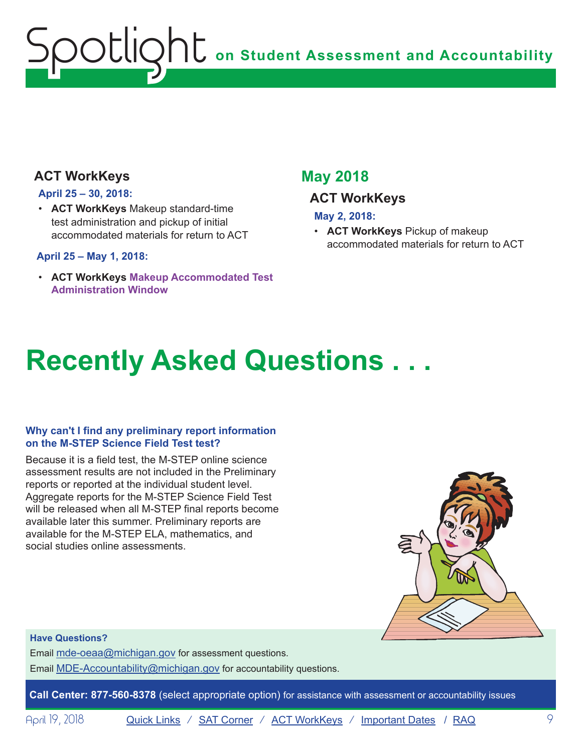### ACT WorkKeys

**April 25 – 30, 2018:**

- **ACT WorkKeys** Makeup standard-time test administration and pickup of initial accommodated materials for return to ACT

**April 25 – May 1, 2018:**

- **ACT WorkKeys** **Makeup Accommodated Test Administration Window**

## May 2018

### ACT WorkKeys

**May 2, 2018:**

- **ACT WorkKeys** Pickup of makeup accommodated materials for return to ACT

# Recently Asked Questions . . .

**Why can't I find any preliminary report information on the M-STEP Science Field Test test?**

Because it is a field test, the M-STEP online science assessment results are not included in the Preliminary reports or reported at the individual student level. Aggregate reports for the M-STEP Science Field Test will be released when all M-STEP final reports become available later this summer. Preliminary reports are available for the M-STEP ELA, mathematics, and social studies online assessments.

**Have Questions?**

Email mde-oeaa@michigan.gov for assessment questions.

Email MDE-Accountability@michigan.gov for accountability questions.

**Call Center: 877-560-8378** (select appropriate option) for assistance with assessment or accountability issues